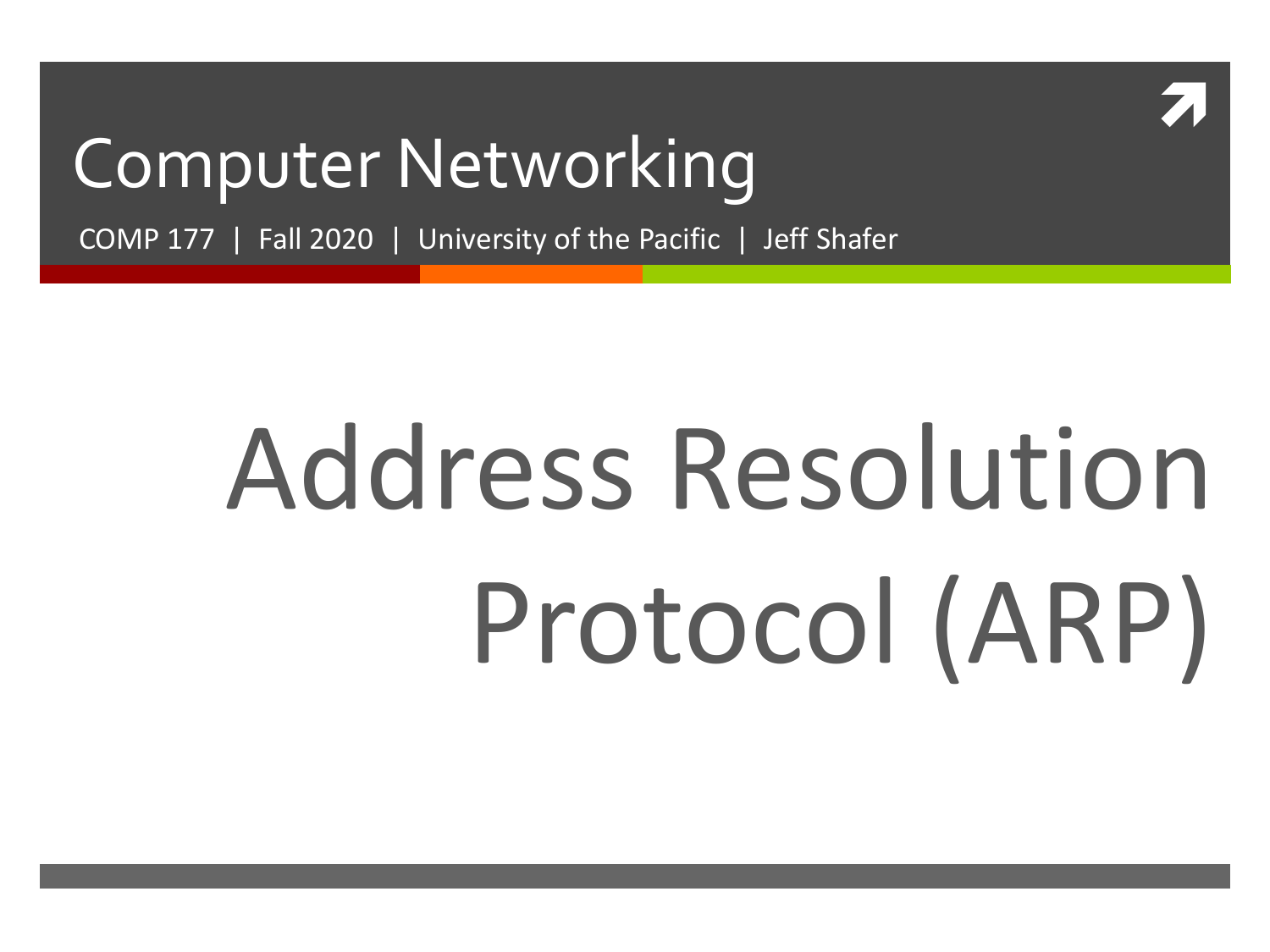# Computer Networking

COMP 177 | Fall 2020 | University of the Pacific | Jeff Shafer

# Address Resolution Protocol (ARP)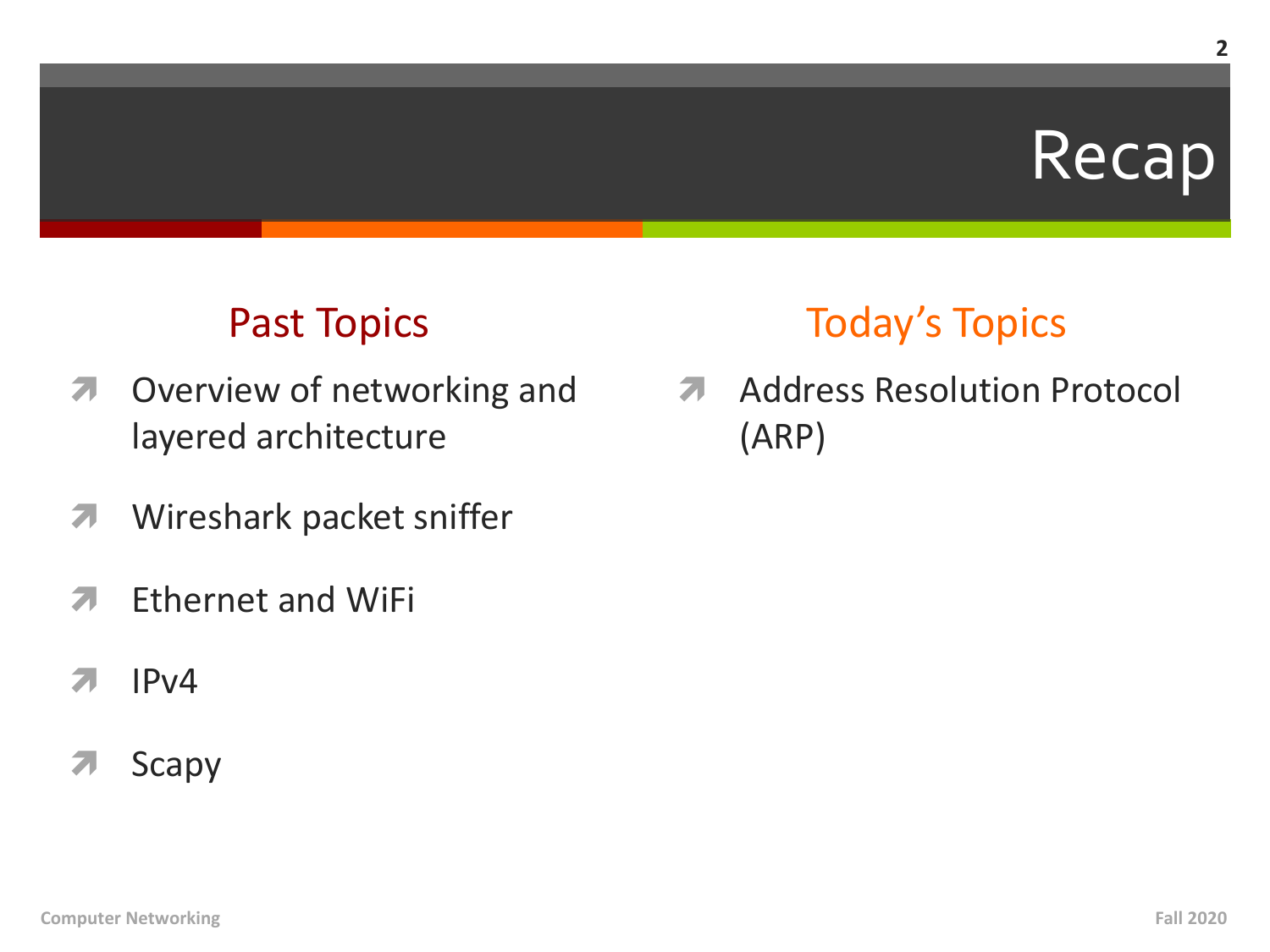# Recap

## Past Topics

- Overview of networking and layered architecture
- Wireshark packet sniffer
- Ethernet and WiFi
- IPv4
- Scapy

## Today's Topics

- Address Resolution Protocol (ARP)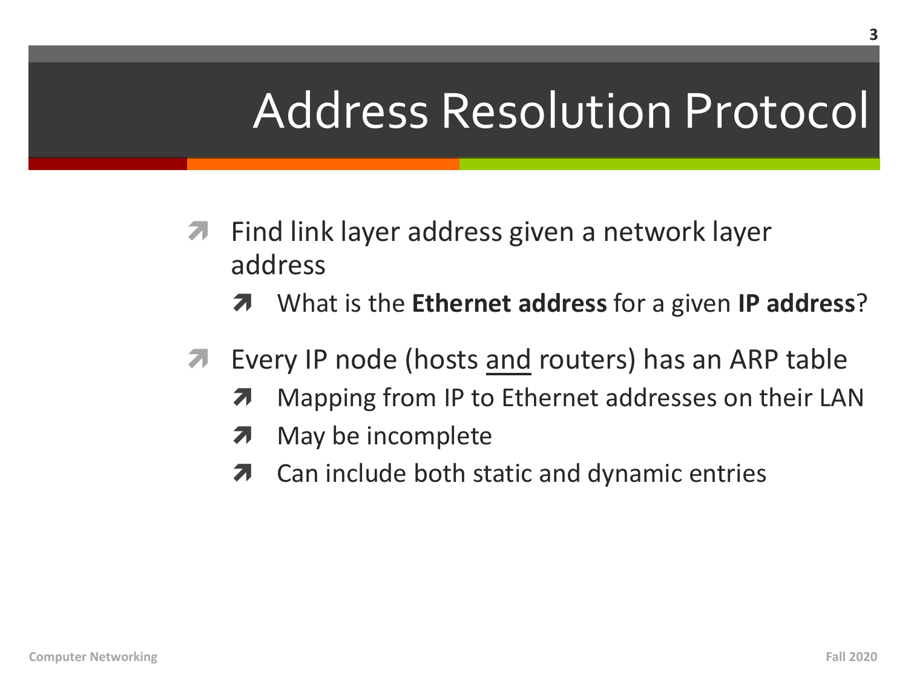# Address Resolution Protocol

- Find link layer address given a network layer address
  - What is the **Ethernet address** for a given **IP address**?
- Every IP node (hosts and routers) has an ARP table
  - Mapping from IP to Ethernet addresses on their LAN
  - May be incomplete
  - Can include both static and dynamic entries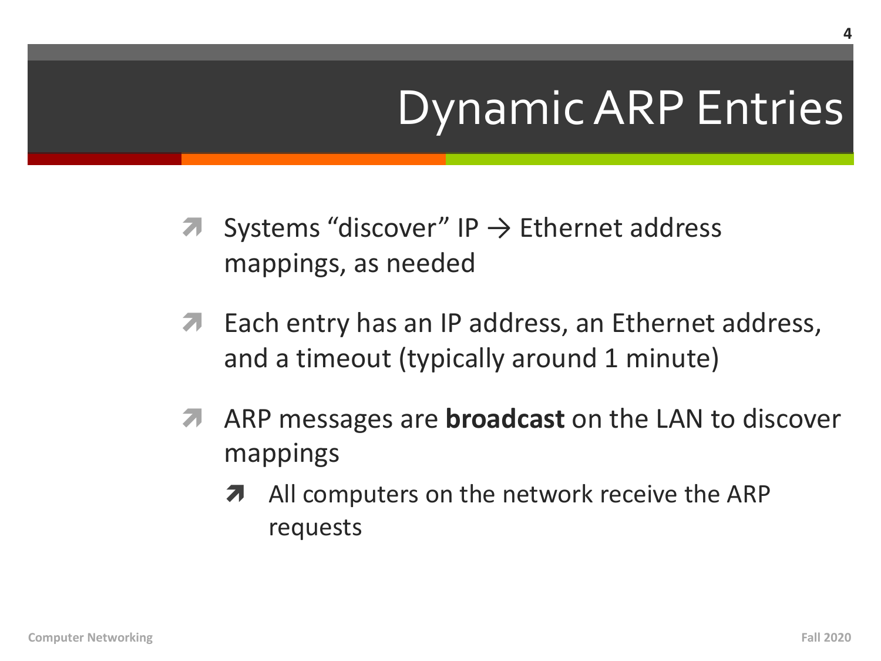# Dynamic ARP Entries

- Systems "discover" IP → Ethernet address mappings, as needed
- Each entry has an IP address, an Ethernet address, and a timeout (typically around 1 minute)
- ARP messages are **broadcast** on the LAN to discover mappings
  - All computers on the network receive the ARP requests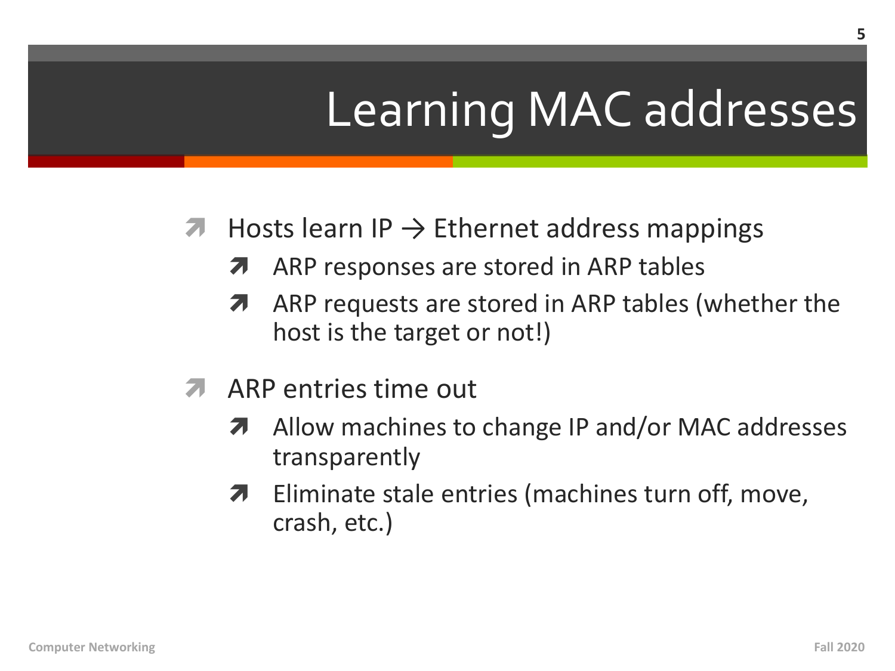# Learning MAC addresses

- Hosts learn IP → Ethernet address mappings
  - ARP responses are stored in ARP tables
  - ARP requests are stored in ARP tables (whether the host is the target or not!)
- ARP entries time out
  - Allow machines to change IP and/or MAC addresses transparently
  - Eliminate stale entries (machines turn off, move, crash, etc.)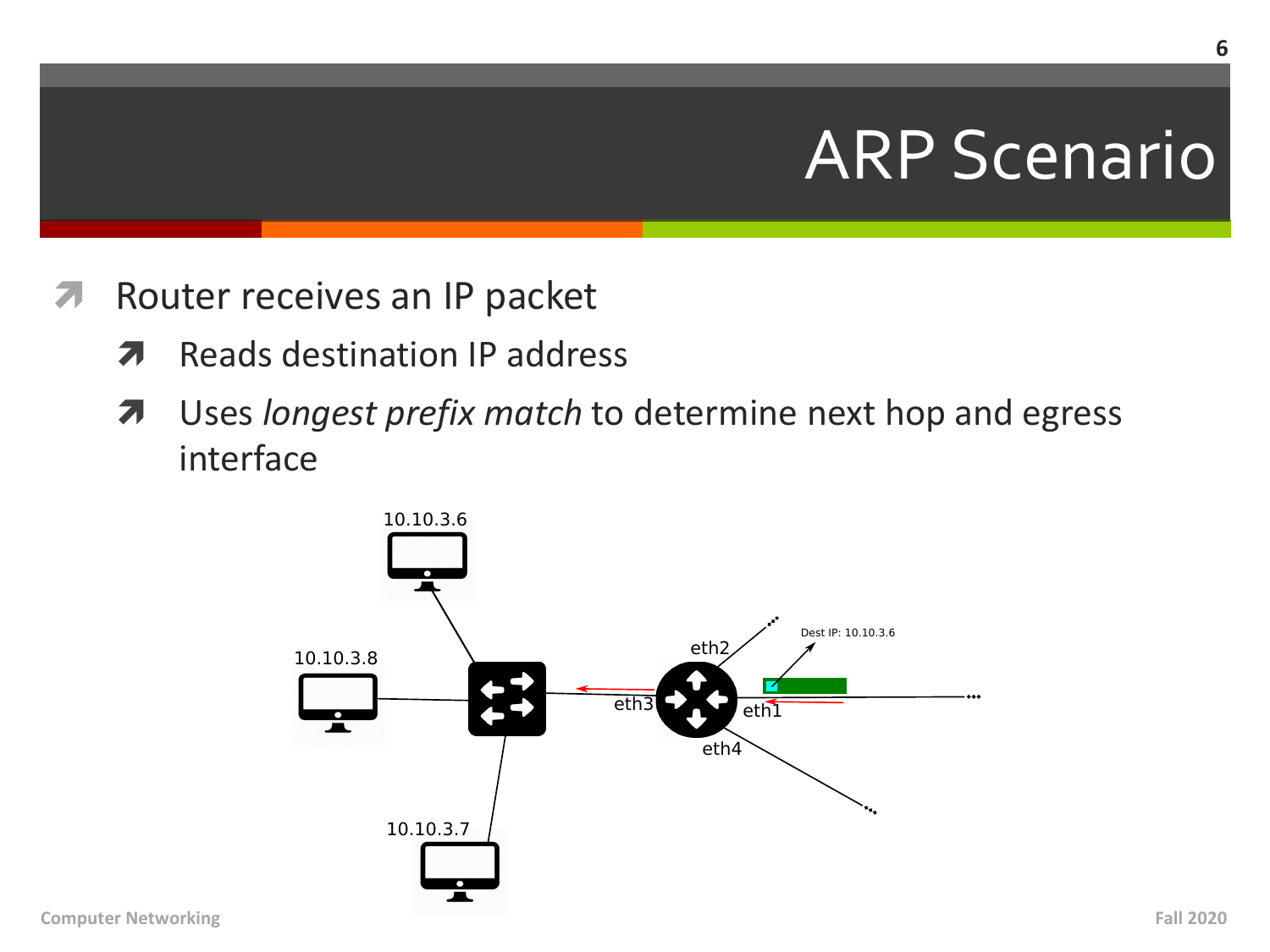# ARP Scenario

- Router receives an IP packet
  - Reads destination IP address
  - Uses *longest prefix match* to determine next hop and egress interface

10.10.3.6

10.10.3.8

10.10.3.7

eth2

eth3

eth1

eth4

Dest IP: 10.10.3.6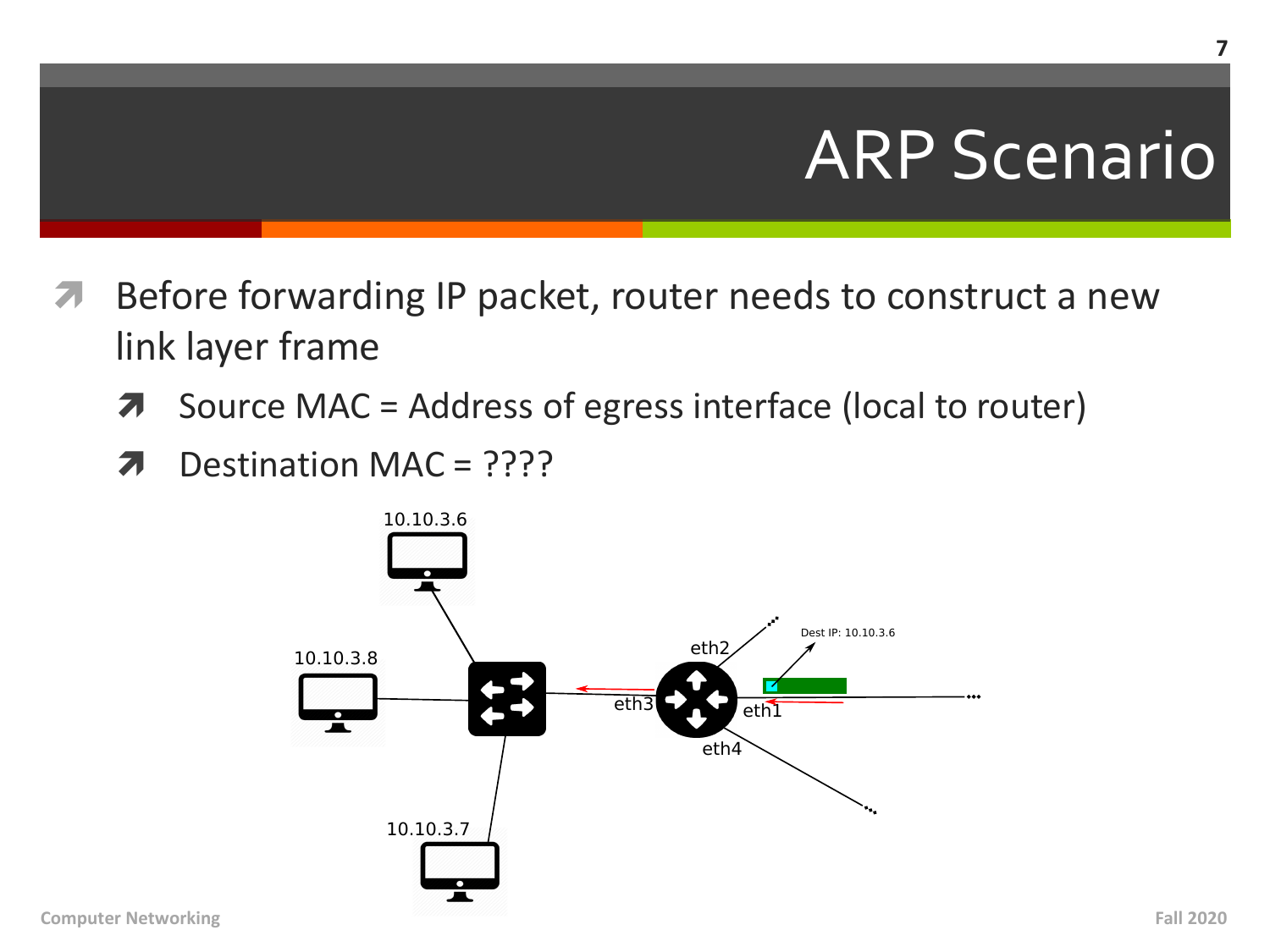# ARP Scenario

- Before forwarding IP packet, router needs to construct a new link layer frame
  - Source MAC = Address of egress interface (local to router)
  - Destination MAC = ????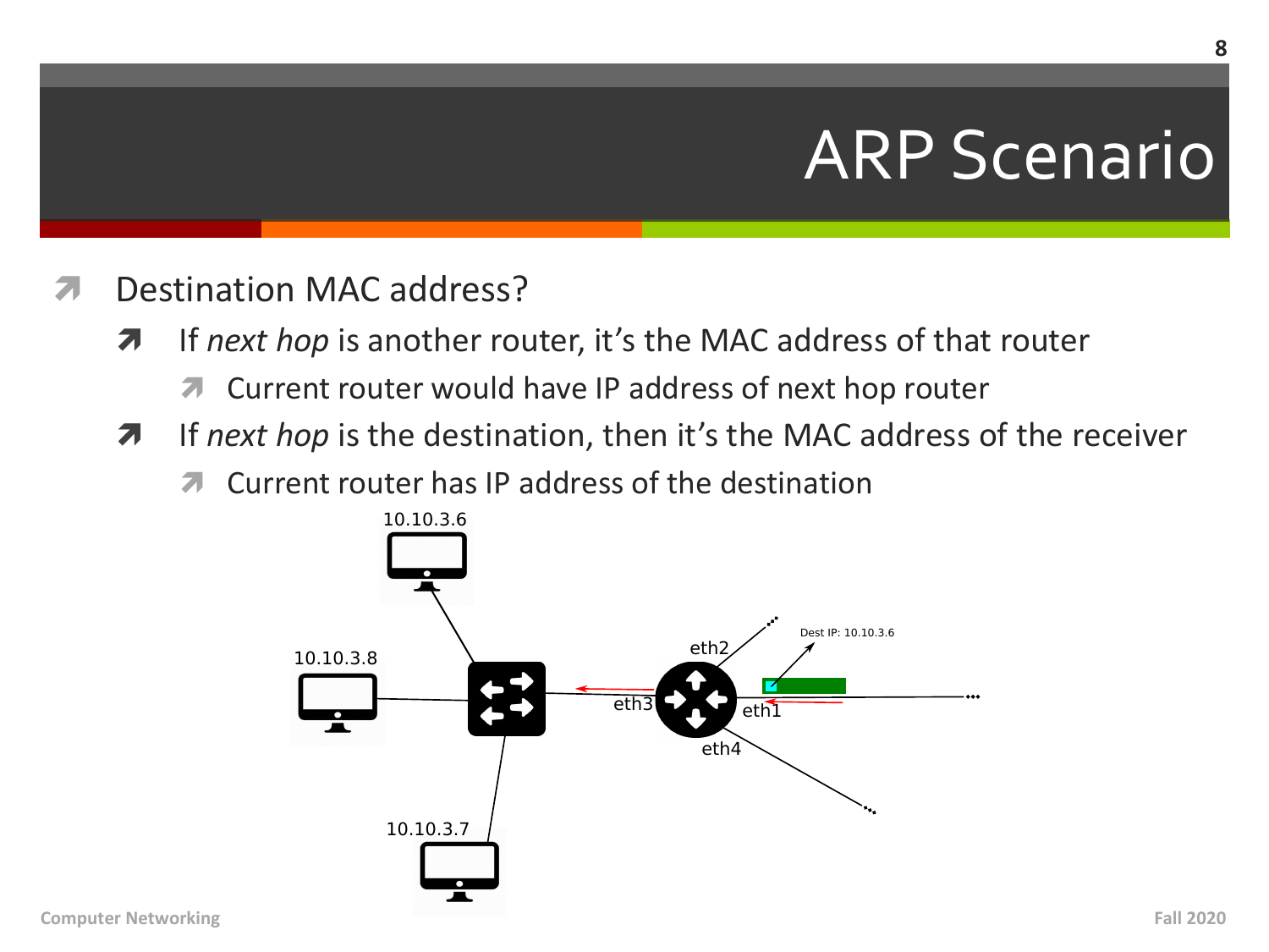# ARP Scenario

- Destination MAC address?
  - If *next hop* is another router, it's the MAC address of that router
    - Current router would have IP address of next hop router
  - If *next hop* is the destination, then it's the MAC address of the receiver
    - Current router has IP address of the destination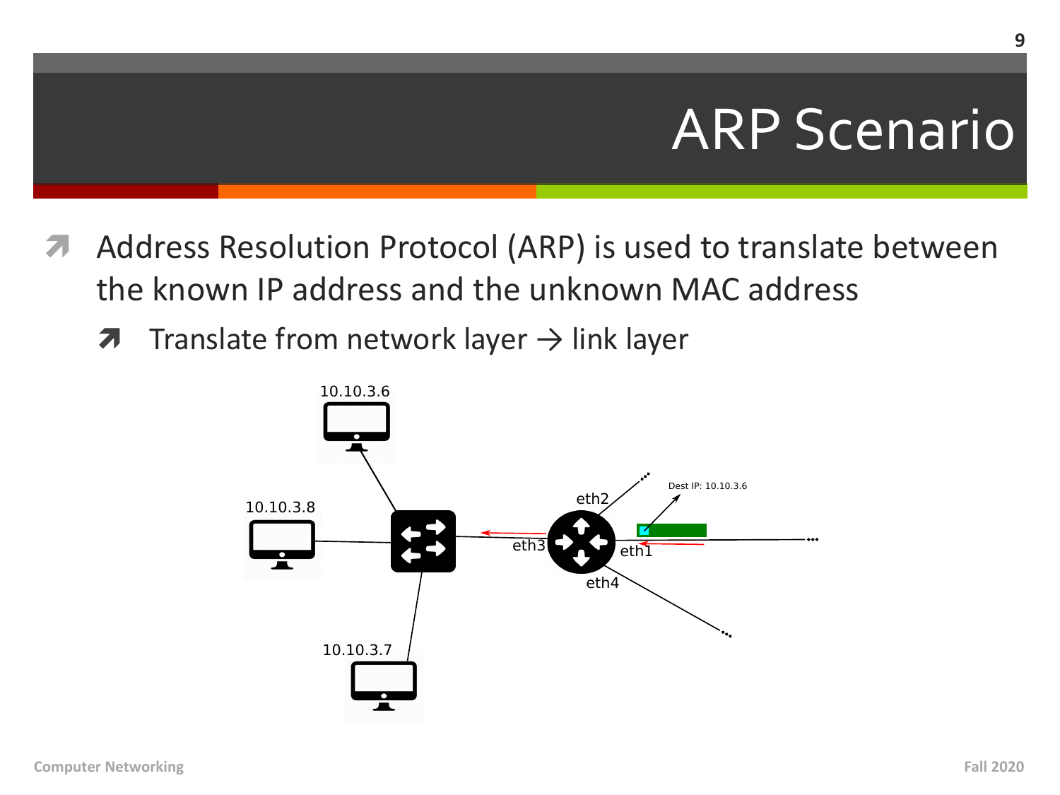# ARP Scenario

- Address Resolution Protocol (ARP) is used to translate between the known IP address and the unknown MAC address
  - Translate from network layer → link layer

10.10.3.6

10.10.3.8

10.10.3.7

eth2

eth3

eth1

eth4

Dest IP: 10.10.3.6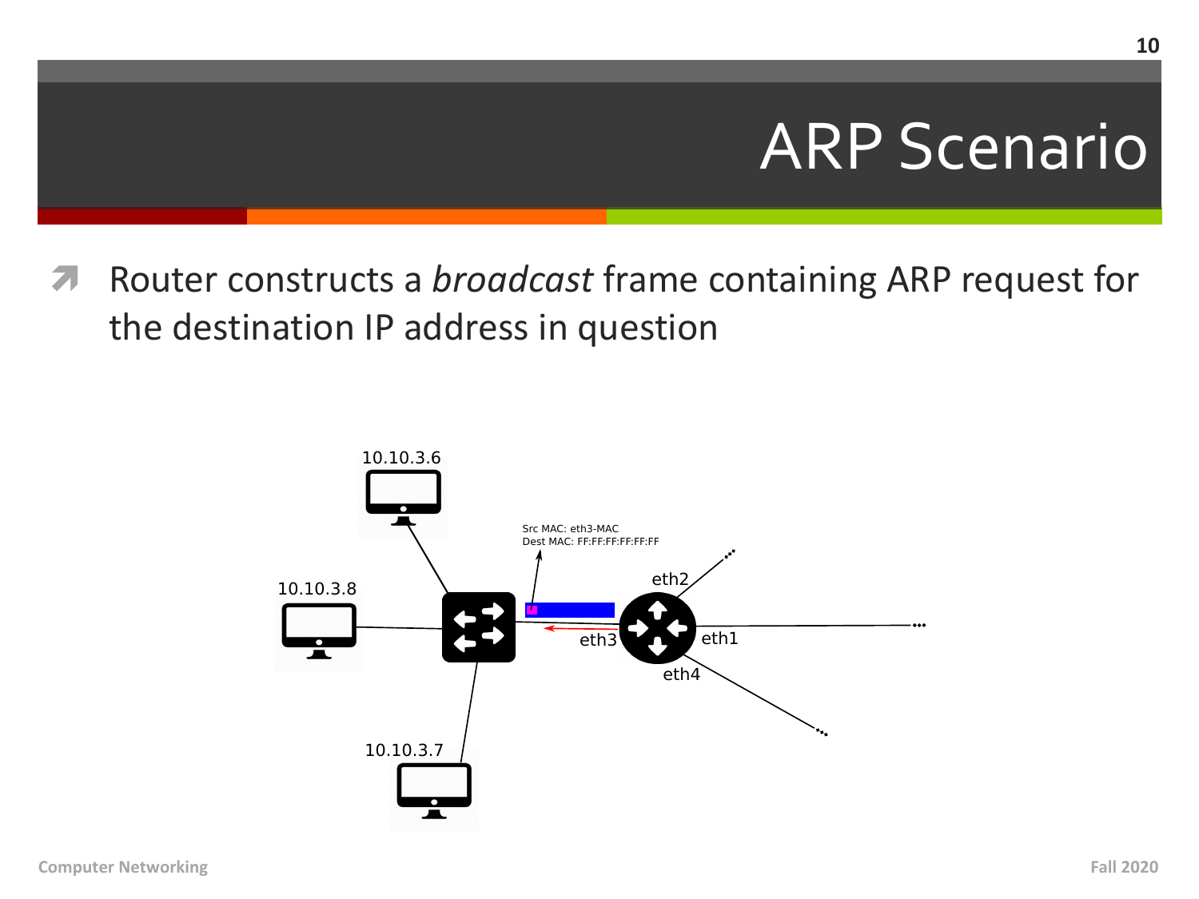# ARP Scenario

- Router constructs a *broadcast* frame containing ARP request for the destination IP address in question

10.10.3.6

10.10.3.8

10.10.3.7

Src MAC: eth3-MAC
Dest MAC: FF:FF:FF:FF:FF:FF

eth2

eth3

eth1

eth4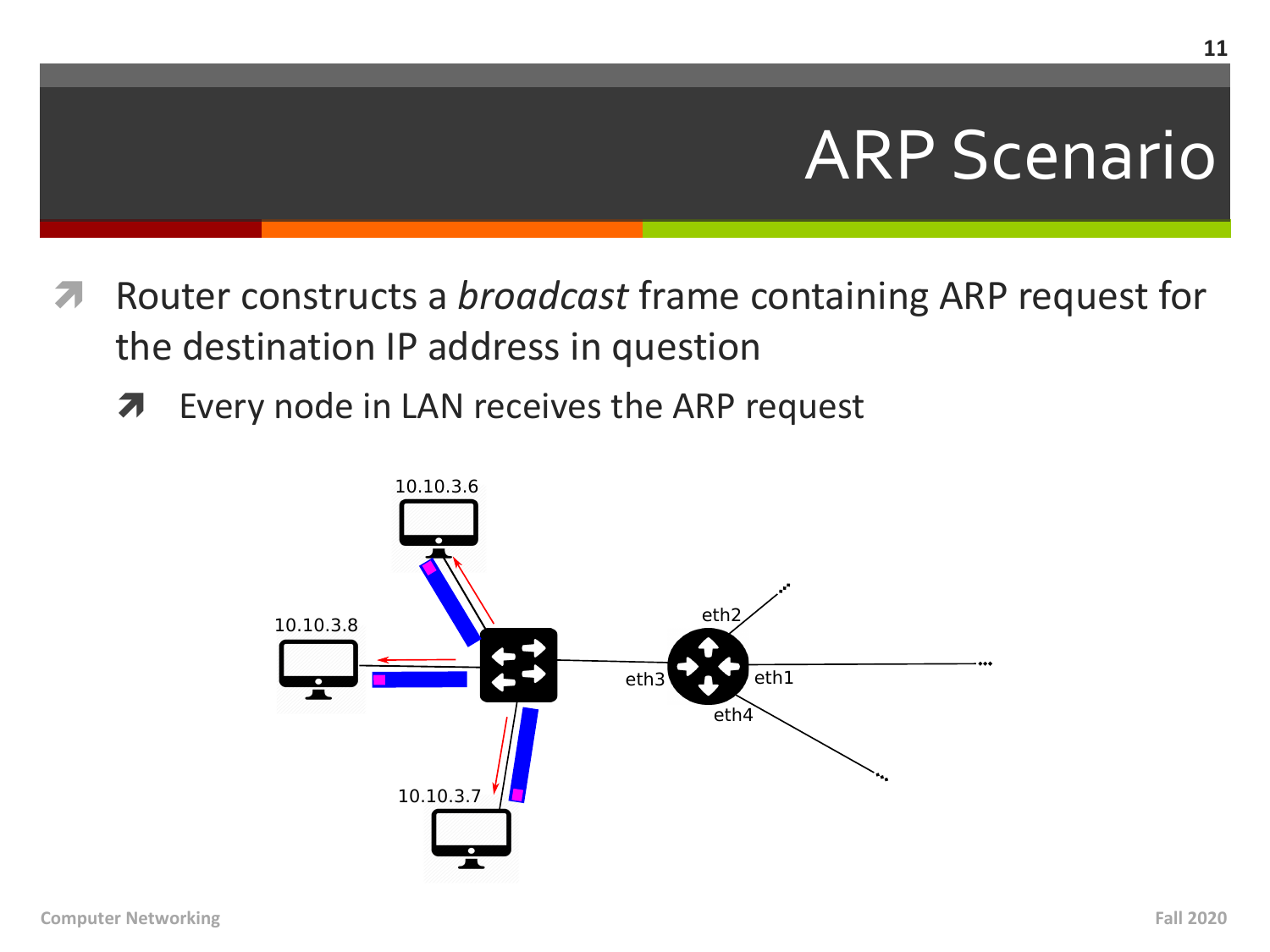# ARP Scenario

- Router constructs a *broadcast* frame containing ARP request for the destination IP address in question
  - Every node in LAN receives the ARP request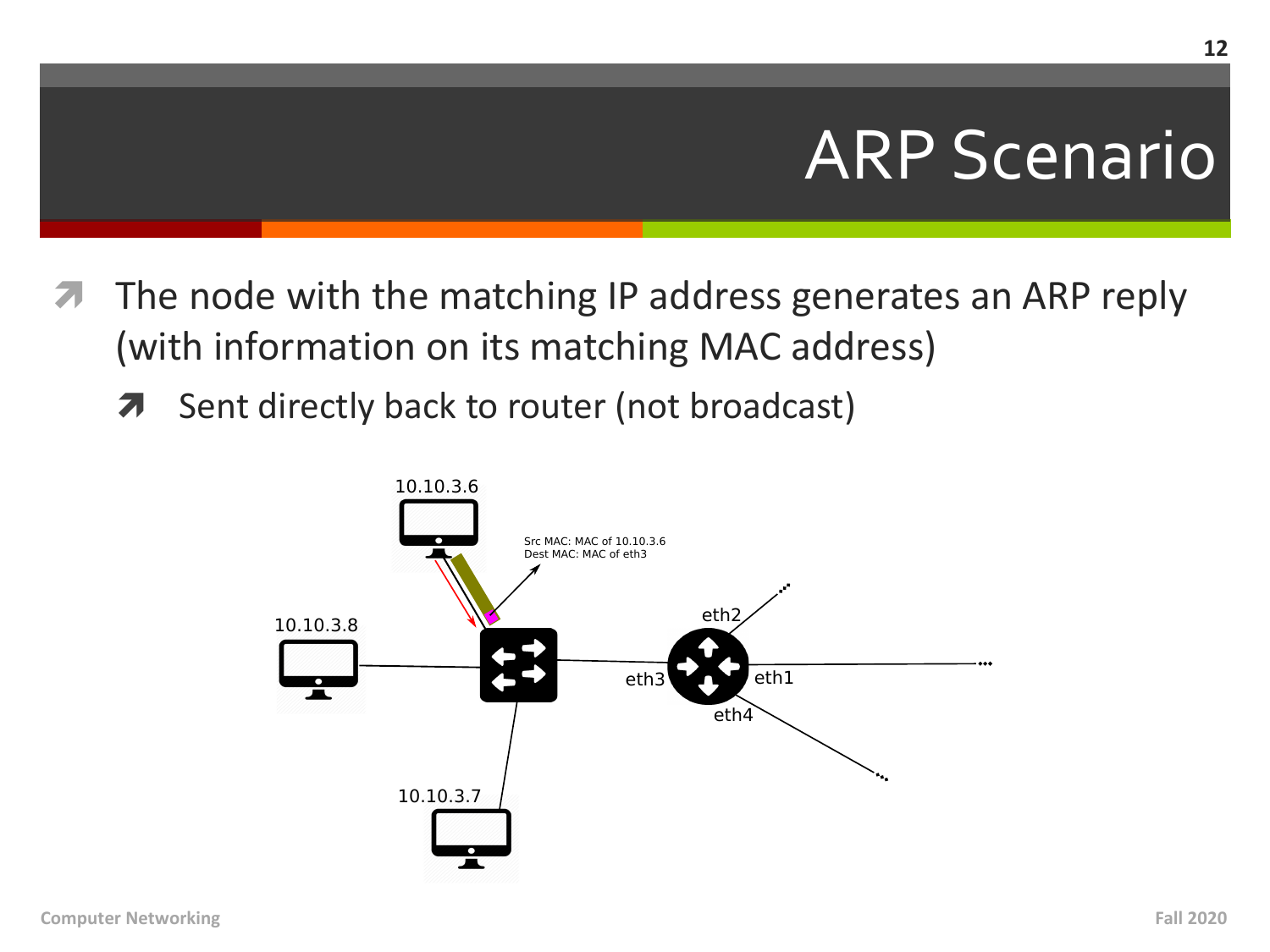# ARP Scenario

- The node with the matching IP address generates an ARP reply (with information on its matching MAC address)
  - Sent directly back to router (not broadcast)

10.10.3.6

Src MAC: MAC of 10.10.3.6
Dest MAC: MAC of eth3

10.10.3.8

eth2

eth3

eth1

eth4

10.10.3.7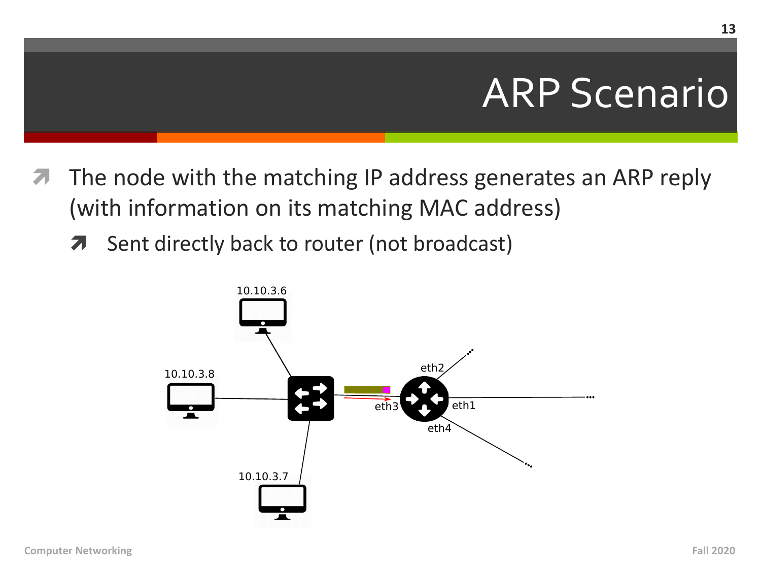# ARP Scenario

- The node with the matching IP address generates an ARP reply (with information on its matching MAC address)
  - Sent directly back to router (not broadcast)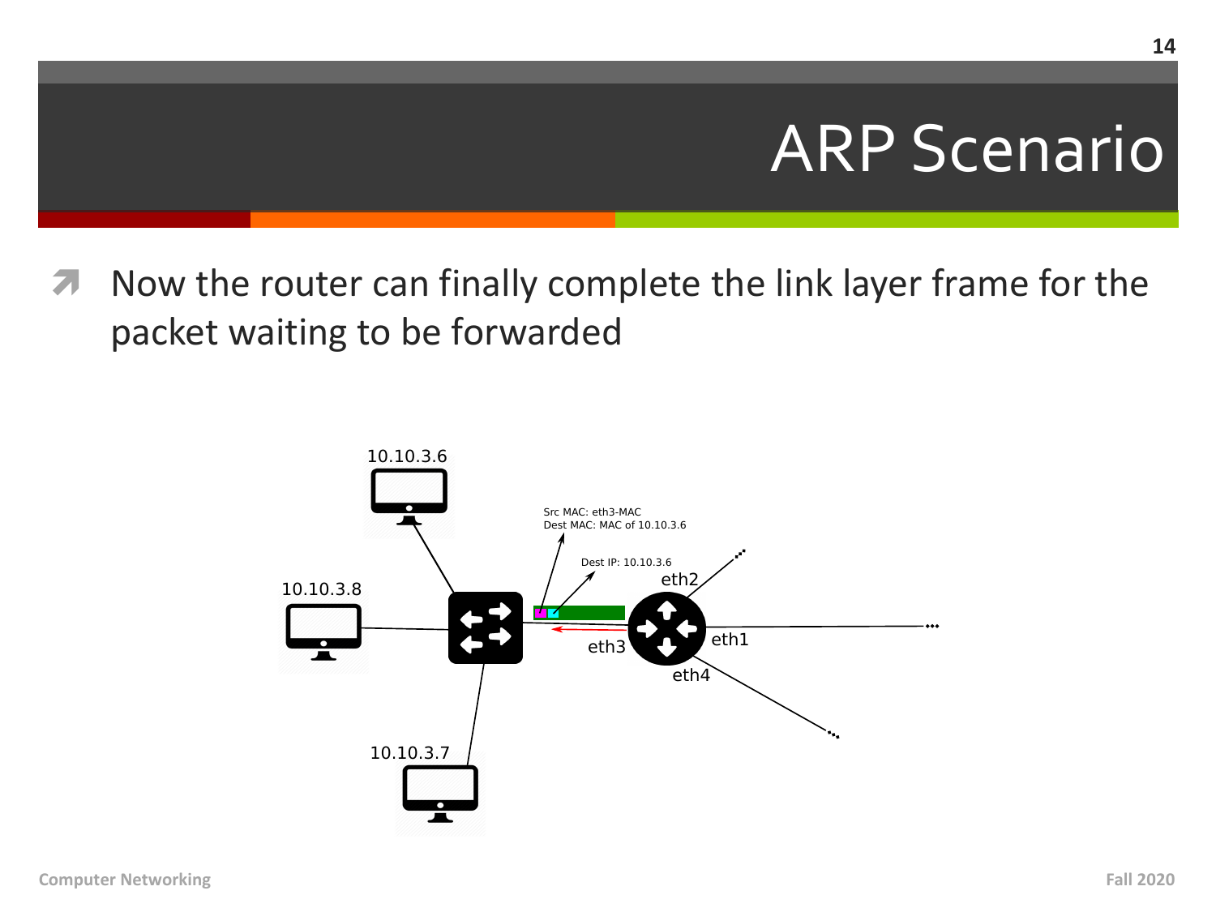# ARP Scenario

- Now the router can finally complete the link layer frame for the packet waiting to be forwarded

10.10.3.6

10.10.3.8

10.10.3.7

Src MAC: eth3-MAC
Dest MAC: MAC of 10.10.3.6

Dest IP: 10.10.3.6

eth2

eth1

eth3

eth4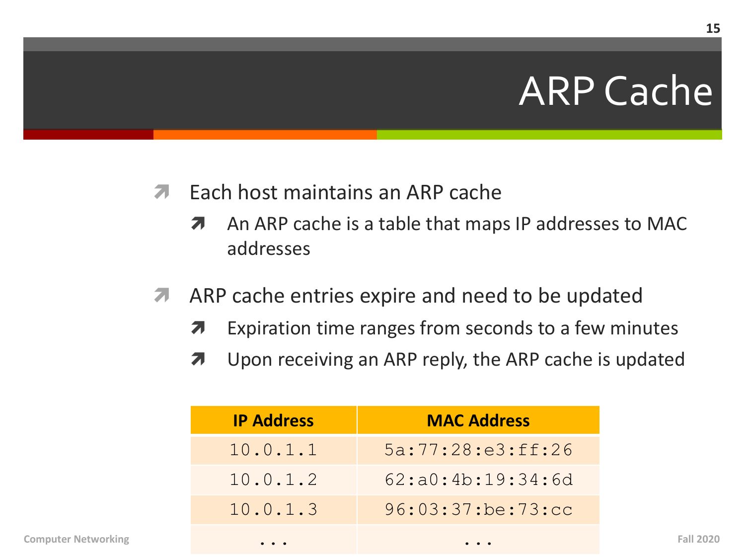# ARP Cache

- Each host maintains an ARP cache
  - An ARP cache is a table that maps IP addresses to MAC addresses
- ARP cache entries expire and need to be updated
  - Expiration time ranges from seconds to a few minutes
  - Upon receiving an ARP reply, the ARP cache is updated

| IP Address | MAC Address |
| --- | --- |
| 10.0.1.1 | 5a:77:28:e3:ff:26 |
| 10.0.1.2 | 62:a0:4b:19:34:6d |
| 10.0.1.3 | 96:03:37:be:73:cc |
| ... | ... |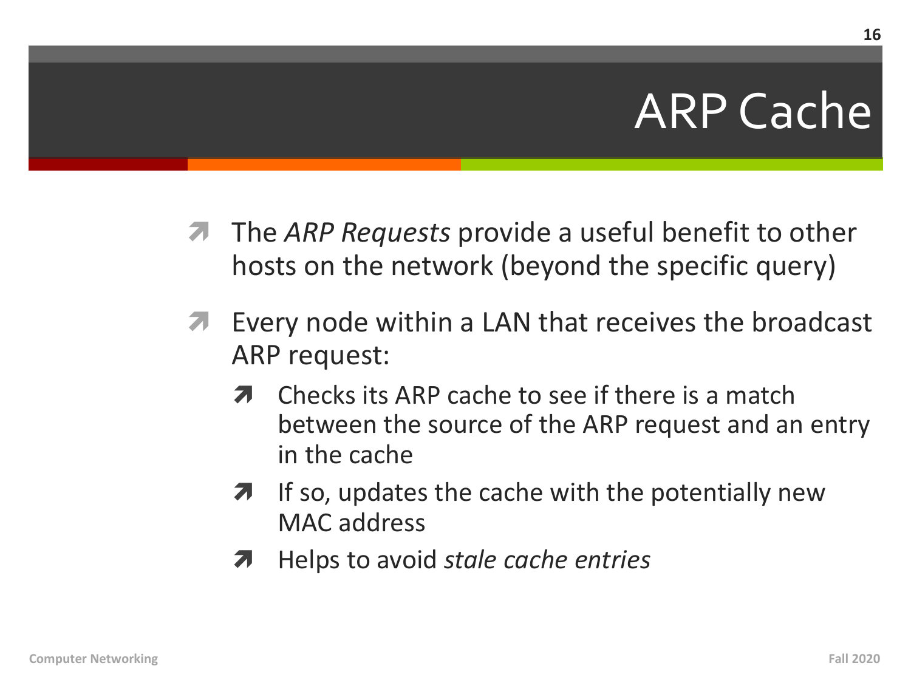# ARP Cache

- The *ARP Requests* provide a useful benefit to other hosts on the network (beyond the specific query)
- Every node within a LAN that receives the broadcast ARP request:
  - Checks its ARP cache to see if there is a match between the source of the ARP request and an entry in the cache
  - If so, updates the cache with the potentially new MAC address
  - Helps to avoid *stale cache entries*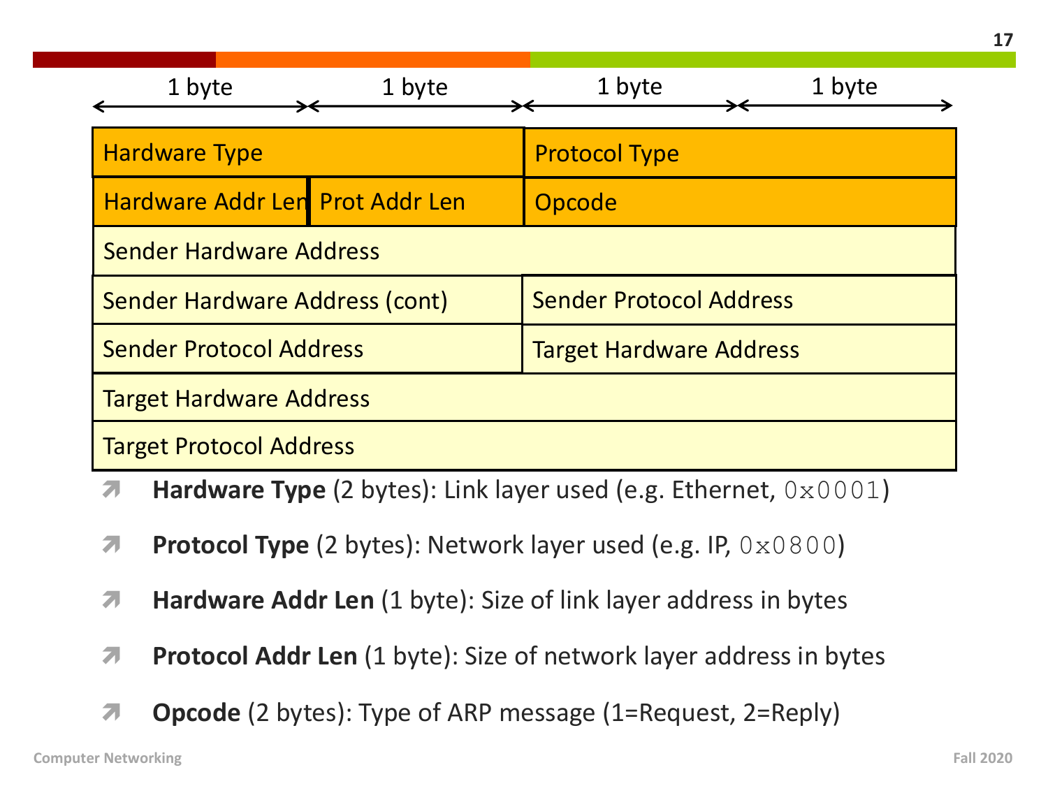| 1 byte | 1 byte | 1 byte | 1 byte |
|---|---|---|---|
| Hardware Type | | Protocol Type | |
| Hardware Addr Len | Prot Addr Len | Opcode | |
| Sender Hardware Address | | | |
| Sender Hardware Address (cont) | | Sender Protocol Address | |
| Sender Protocol Address | | Target Hardware Address | |
| Target Hardware Address | | | |
| Target Protocol Address | | | |

- **Hardware Type** (2 bytes): Link layer used (e.g. Ethernet, `0x0001`)
- **Protocol Type** (2 bytes): Network layer used (e.g. IP, `0x0800`)
- **Hardware Addr Len** (1 byte): Size of link layer address in bytes
- **Protocol Addr Len** (1 byte): Size of network layer address in bytes
- **Opcode** (2 bytes): Type of ARP message (1=Request, 2=Reply)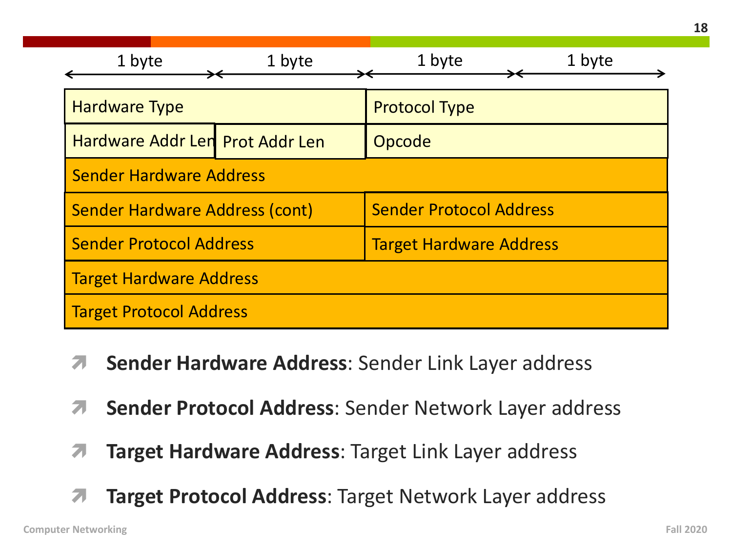| 1 byte | 1 byte | 1 byte | 1 byte |
|---|---|---|---|
| Hardware Type | | Protocol Type | |
| Hardware Addr Len | Prot Addr Len | Opcode | |
| Sender Hardware Address | | | |
| Sender Hardware Address (cont) | | Sender Protocol Address | |
| Sender Protocol Address | | Target Hardware Address | |
| Target Hardware Address | | | |
| Target Protocol Address | | | |

- **Sender Hardware Address**: Sender Link Layer address
- **Sender Protocol Address**: Sender Network Layer address
- **Target Hardware Address**: Target Link Layer address
- **Target Protocol Address**: Target Network Layer address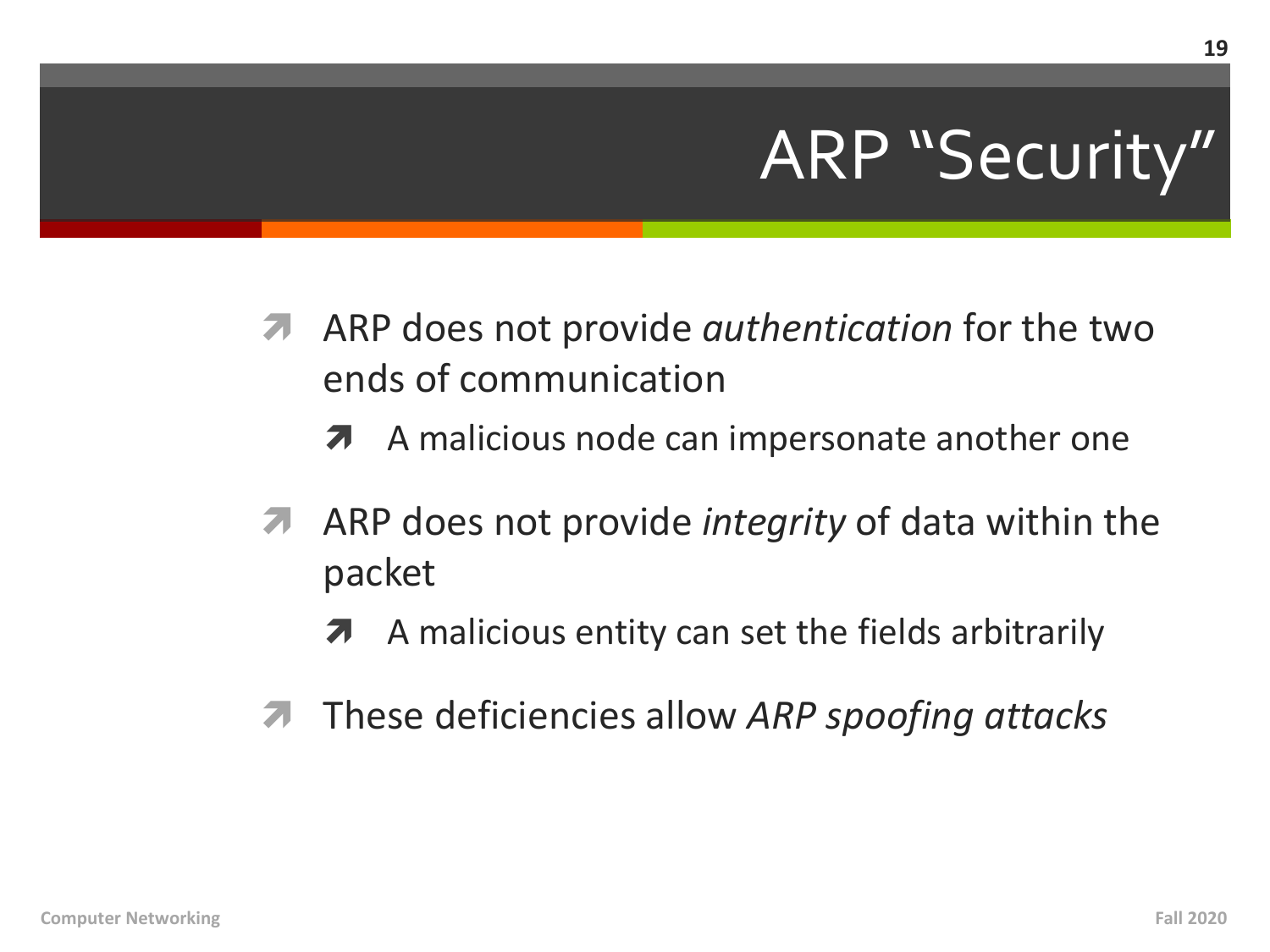# ARP "Security"

- ARP does not provide *authentication* for the two ends of communication
  - A malicious node can impersonate another one
- ARP does not provide *integrity* of data within the packet
  - A malicious entity can set the fields arbitrarily
- These deficiencies allow *ARP spoofing attacks*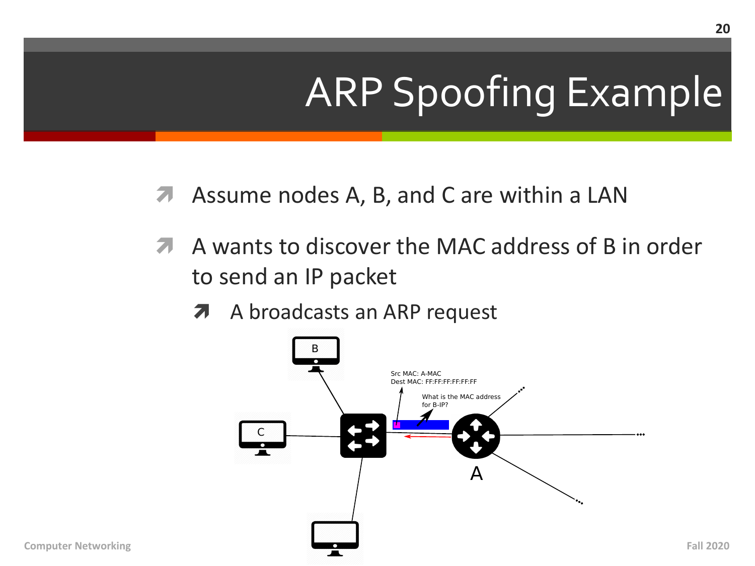# ARP Spoofing Example

- Assume nodes A, B, and C are within a LAN
- A wants to discover the MAC address of B in order to send an IP packet
  - A broadcasts an ARP request

Src MAC: A-MAC
Dest MAC: FF:FF:FF:FF:FF:FF

What is the MAC address for B-IP?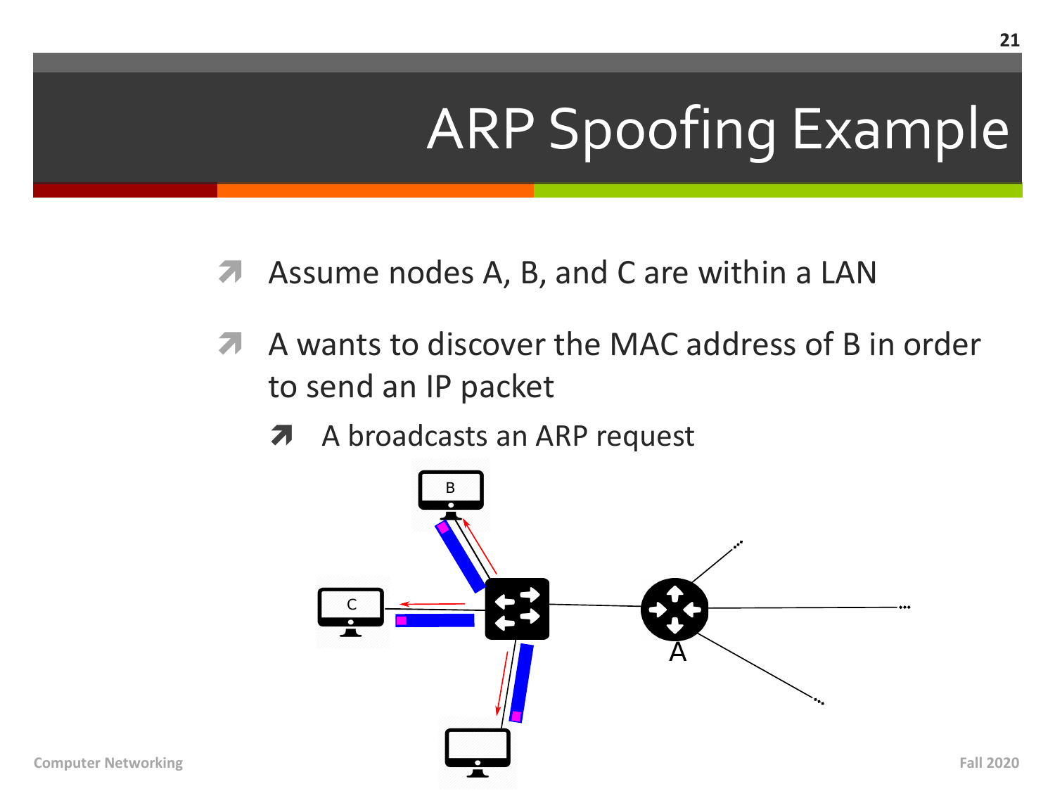# ARP Spoofing Example

- Assume nodes A, B, and C are within a LAN
- A wants to discover the MAC address of B in order to send an IP packet
  - A broadcasts an ARP request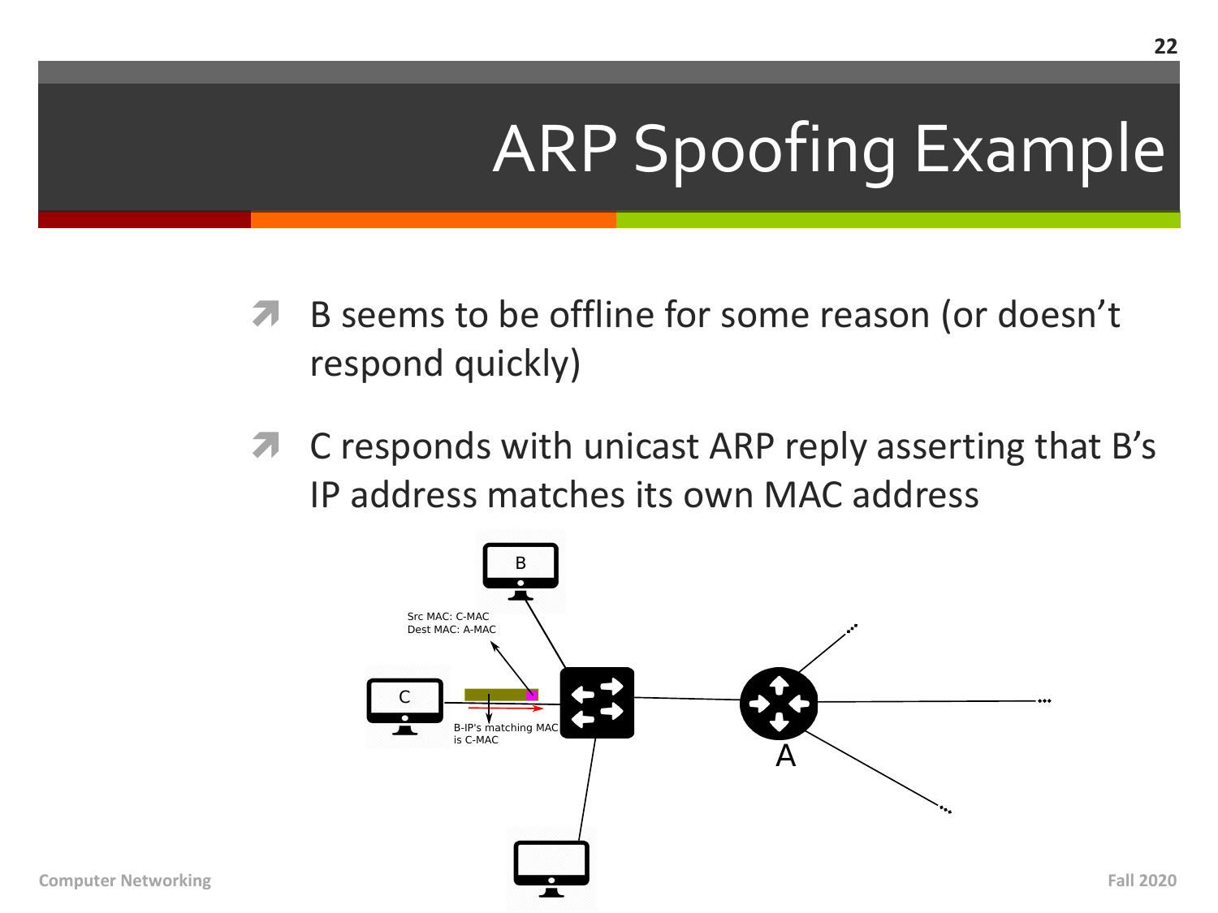# ARP Spoofing Example

- B seems to be offline for some reason (or doesn't respond quickly)
- C responds with unicast ARP reply asserting that B's IP address matches its own MAC address

B

Src MAC: C-MAC
Dest MAC: A-MAC

C

B-IP's matching MAC is C-MAC

A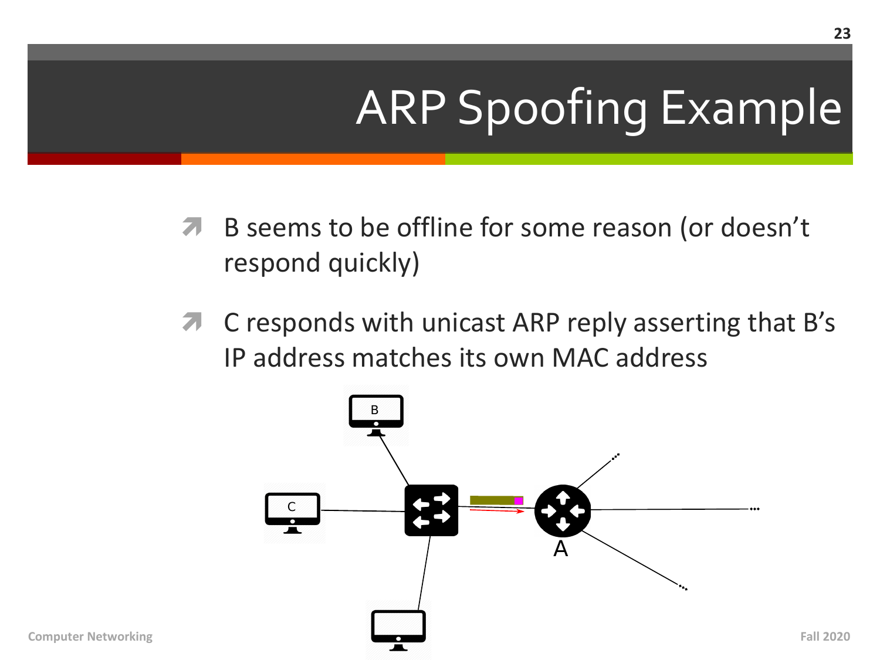# ARP Spoofing Example

- B seems to be offline for some reason (or doesn't respond quickly)
- C responds with unicast ARP reply asserting that B's IP address matches its own MAC address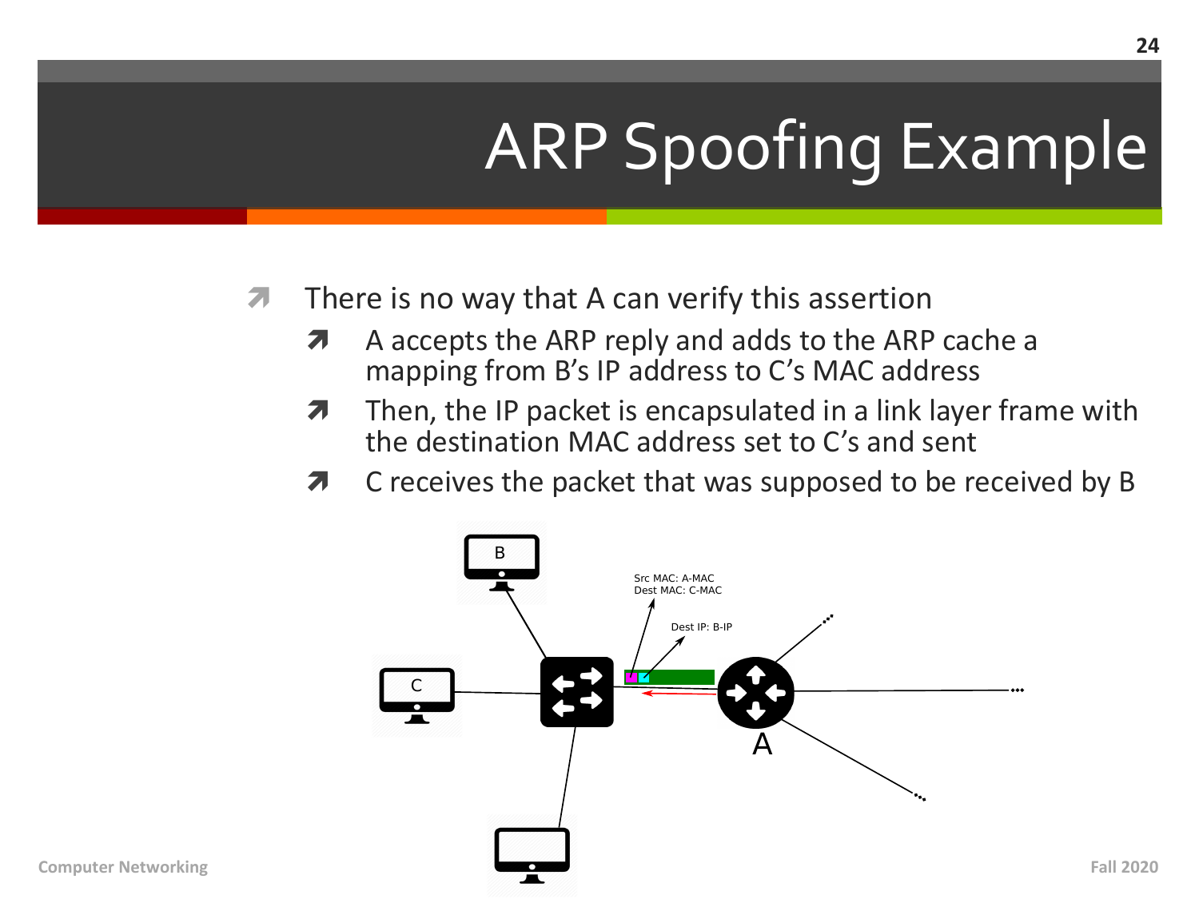# ARP Spoofing Example

- There is no way that A can verify this assertion
  - A accepts the ARP reply and adds to the ARP cache a mapping from B's IP address to C's MAC address
  - Then, the IP packet is encapsulated in a link layer frame with the destination MAC address set to C's and sent
  - C receives the packet that was supposed to be received by B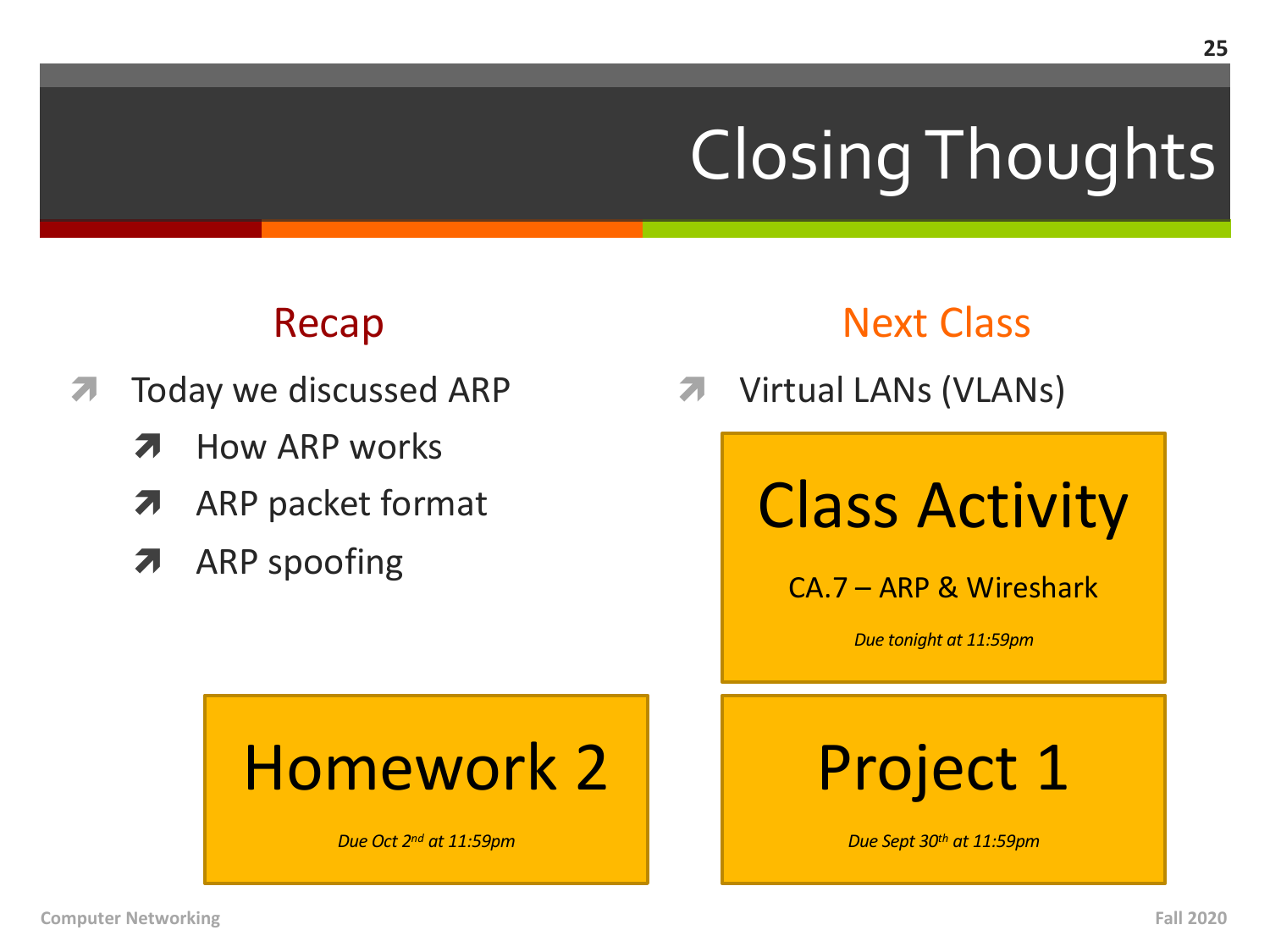# Closing Thoughts

## Recap

- Today we discussed ARP
  - How ARP works
  - ARP packet format
  - ARP spoofing

## Next Class

- Virtual LANs (VLANs)

**Class Activity**

CA.7 – ARP & Wireshark

*Due tonight at 11:59pm*

**Homework 2**

*Due Oct 2nd at 11:59pm*

**Project 1**

*Due Sept 30th at 11:59pm*